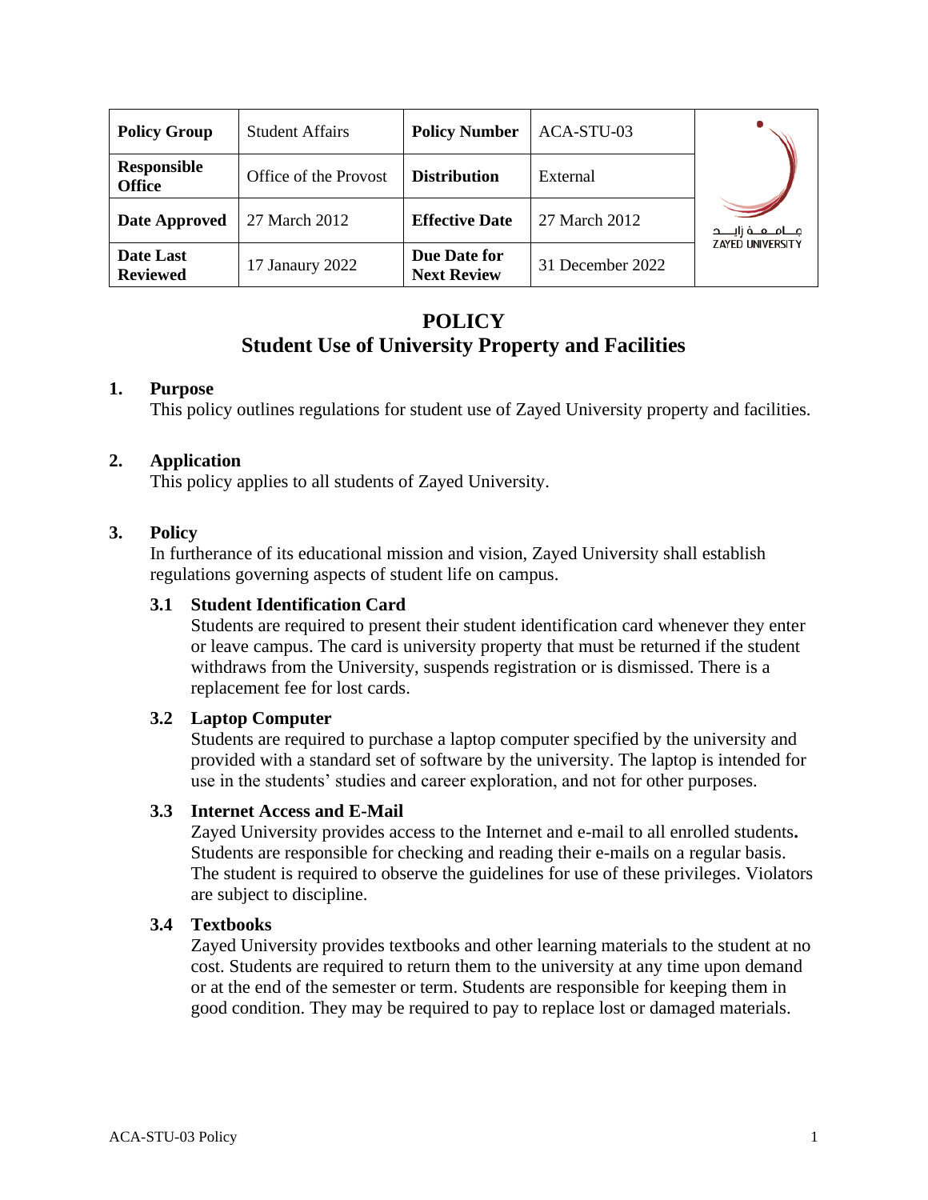| Policy Group | Student Affairs | Policy Number | ACA-STU-03 |
|---|---|---|---|
| Responsible Office | Office of the Provost | Distribution | External |
| Date Approved | 27 March 2012 | Effective Date | 27 March 2012 |
| Date Last Reviewed | 17 Janaury 2022 | Due Date for Next Review | 31 December 2022 |

جـــامـعـــة زايـــد
ZAYED UNIVERSITY

# POLICY
# Student Use of University Property and Facilities

## 1. Purpose

This policy outlines regulations for student use of Zayed University property and facilities.

## 2. Application

This policy applies to all students of Zayed University.

## 3. Policy

In furtherance of its educational mission and vision, Zayed University shall establish regulations governing aspects of student life on campus.

### 3.1 Student Identification Card

Students are required to present their student identification card whenever they enter or leave campus. The card is university property that must be returned if the student withdraws from the University, suspends registration or is dismissed. There is a replacement fee for lost cards.

### 3.2 Laptop Computer

Students are required to purchase a laptop computer specified by the university and provided with a standard set of software by the university. The laptop is intended for use in the students' studies and career exploration, and not for other purposes.

### 3.3 Internet Access and E-Mail

Zayed University provides access to the Internet and e-mail to all enrolled students**.** Students are responsible for checking and reading their e-mails on a regular basis. The student is required to observe the guidelines for use of these privileges. Violators are subject to discipline.

### 3.4 Textbooks

Zayed University provides textbooks and other learning materials to the student at no cost. Students are required to return them to the university at any time upon demand or at the end of the semester or term. Students are responsible for keeping them in good condition. They may be required to pay to replace lost or damaged materials.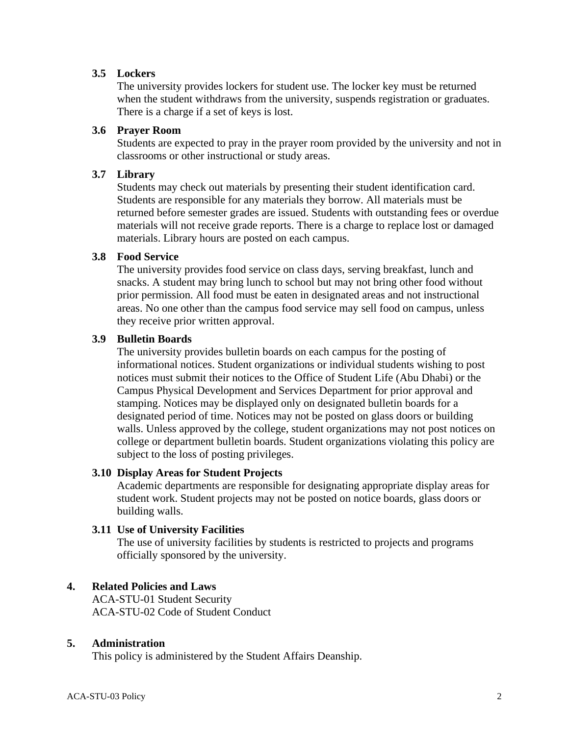### 3.5 Lockers

The university provides lockers for student use. The locker key must be returned when the student withdraws from the university, suspends registration or graduates. There is a charge if a set of keys is lost.

### 3.6 Prayer Room

Students are expected to pray in the prayer room provided by the university and not in classrooms or other instructional or study areas.

### 3.7 Library

Students may check out materials by presenting their student identification card. Students are responsible for any materials they borrow. All materials must be returned before semester grades are issued. Students with outstanding fees or overdue materials will not receive grade reports. There is a charge to replace lost or damaged materials. Library hours are posted on each campus.

### 3.8 Food Service

The university provides food service on class days, serving breakfast, lunch and snacks. A student may bring lunch to school but may not bring other food without prior permission. All food must be eaten in designated areas and not instructional areas. No one other than the campus food service may sell food on campus, unless they receive prior written approval.

### 3.9 Bulletin Boards

The university provides bulletin boards on each campus for the posting of informational notices. Student organizations or individual students wishing to post notices must submit their notices to the Office of Student Life (Abu Dhabi) or the Campus Physical Development and Services Department for prior approval and stamping. Notices may be displayed only on designated bulletin boards for a designated period of time. Notices may not be posted on glass doors or building walls. Unless approved by the college, student organizations may not post notices on college or department bulletin boards. Student organizations violating this policy are subject to the loss of posting privileges.

### 3.10 Display Areas for Student Projects

Academic departments are responsible for designating appropriate display areas for student work. Student projects may not be posted on notice boards, glass doors or building walls.

### 3.11 Use of University Facilities

The use of university facilities by students is restricted to projects and programs officially sponsored by the university.

## 4. Related Policies and Laws

ACA-STU-01 Student Security
ACA-STU-02 Code of Student Conduct

## 5. Administration

This policy is administered by the Student Affairs Deanship.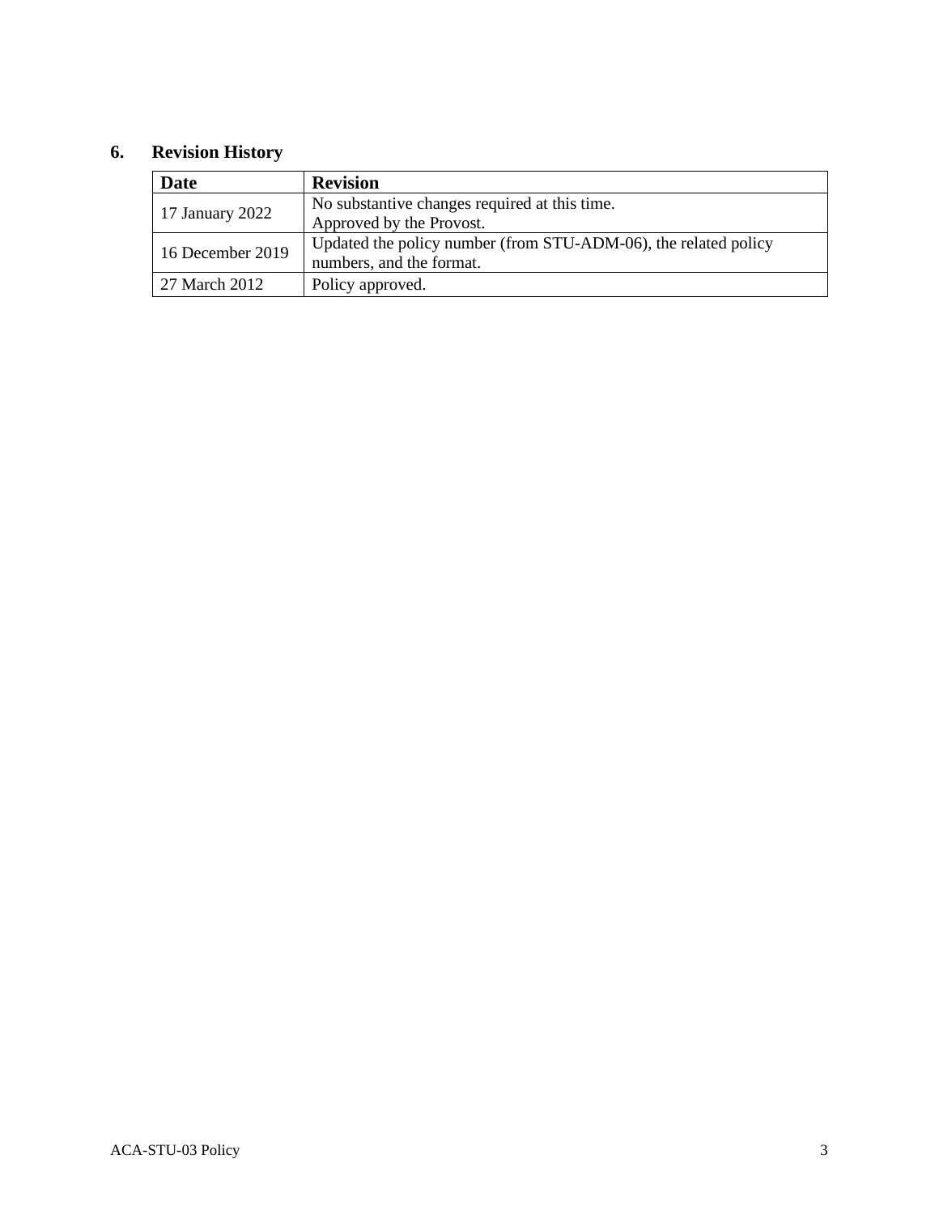## 6. Revision History

| Date | Revision |
|---|---|
| 17 January 2022 | No substantive changes required at this time.<br>Approved by the Provost. |
| 16 December 2019 | Updated the policy number (from STU-ADM-06), the related policy numbers, and the format. |
| 27 March 2012 | Policy approved. |